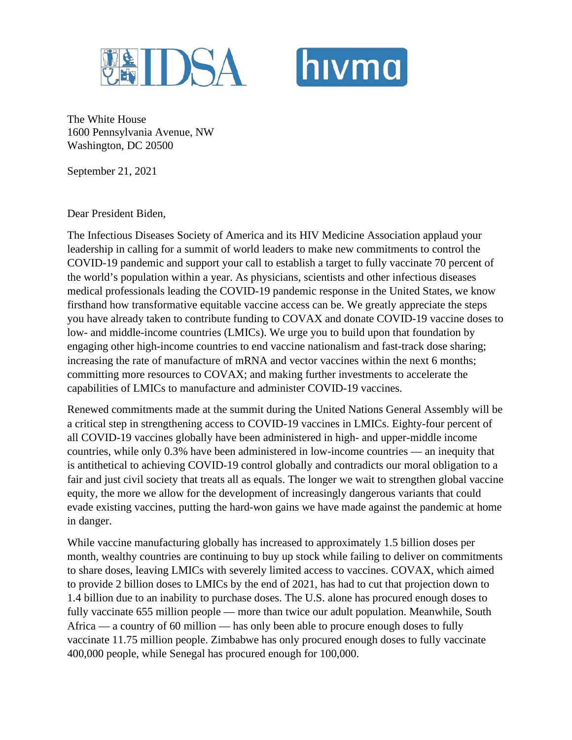IDSA hivma

The White House
1600 Pennsylvania Avenue, NW
Washington, DC 20500

September 21, 2021

Dear President Biden,

The Infectious Diseases Society of America and its HIV Medicine Association applaud your leadership in calling for a summit of world leaders to make new commitments to control the COVID-19 pandemic and support your call to establish a target to fully vaccinate 70 percent of the world's population within a year. As physicians, scientists and other infectious diseases medical professionals leading the COVID-19 pandemic response in the United States, we know firsthand how transformative equitable vaccine access can be. We greatly appreciate the steps you have already taken to contribute funding to COVAX and donate COVID-19 vaccine doses to low- and middle-income countries (LMICs). We urge you to build upon that foundation by engaging other high-income countries to end vaccine nationalism and fast-track dose sharing; increasing the rate of manufacture of mRNA and vector vaccines within the next 6 months; committing more resources to COVAX; and making further investments to accelerate the capabilities of LMICs to manufacture and administer COVID-19 vaccines.

Renewed commitments made at the summit during the United Nations General Assembly will be a critical step in strengthening access to COVID-19 vaccines in LMICs. Eighty-four percent of all COVID-19 vaccines globally have been administered in high- and upper-middle income countries, while only 0.3% have been administered in low-income countries — an inequity that is antithetical to achieving COVID-19 control globally and contradicts our moral obligation to a fair and just civil society that treats all as equals. The longer we wait to strengthen global vaccine equity, the more we allow for the development of increasingly dangerous variants that could evade existing vaccines, putting the hard-won gains we have made against the pandemic at home in danger.

While vaccine manufacturing globally has increased to approximately 1.5 billion doses per month, wealthy countries are continuing to buy up stock while failing to deliver on commitments to share doses, leaving LMICs with severely limited access to vaccines. COVAX, which aimed to provide 2 billion doses to LMICs by the end of 2021, has had to cut that projection down to 1.4 billion due to an inability to purchase doses. The U.S. alone has procured enough doses to fully vaccinate 655 million people — more than twice our adult population. Meanwhile, South Africa — a country of 60 million — has only been able to procure enough doses to fully vaccinate 11.75 million people. Zimbabwe has only procured enough doses to fully vaccinate 400,000 people, while Senegal has procured enough for 100,000.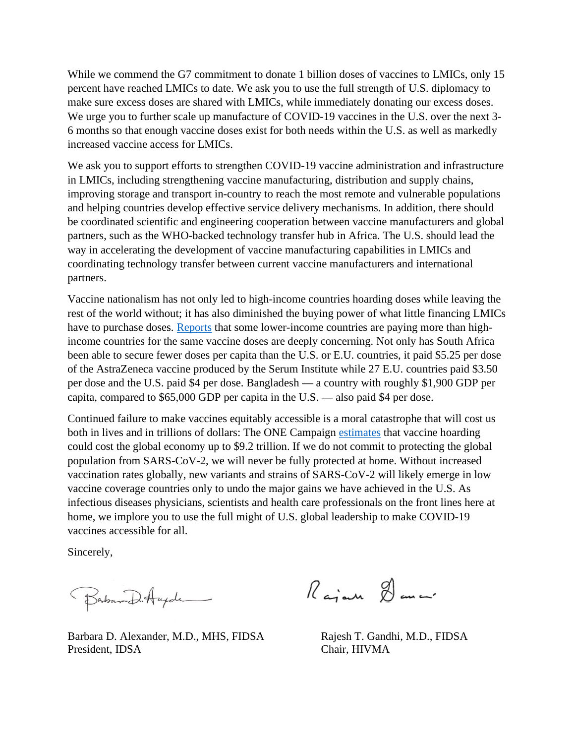While we commend the G7 commitment to donate 1 billion doses of vaccines to LMICs, only 15 percent have reached LMICs to date. We ask you to use the full strength of U.S. diplomacy to make sure excess doses are shared with LMICs, while immediately donating our excess doses. We urge you to further scale up manufacture of COVID-19 vaccines in the U.S. over the next 3-6 months so that enough vaccine doses exist for both needs within the U.S. as well as markedly increased vaccine access for LMICs.

We ask you to support efforts to strengthen COVID-19 vaccine administration and infrastructure in LMICs, including strengthening vaccine manufacturing, distribution and supply chains, improving storage and transport in-country to reach the most remote and vulnerable populations and helping countries develop effective service delivery mechanisms. In addition, there should be coordinated scientific and engineering cooperation between vaccine manufacturers and global partners, such as the WHO-backed technology transfer hub in Africa. The U.S. should lead the way in accelerating the development of vaccine manufacturing capabilities in LMICs and coordinating technology transfer between current vaccine manufacturers and international partners.

Vaccine nationalism has not only led to high-income countries hoarding doses while leaving the rest of the world without; it has also diminished the buying power of what little financing LMICs have to purchase doses. Reports that some lower-income countries are paying more than high-income countries for the same vaccine doses are deeply concerning. Not only has South Africa been able to secure fewer doses per capita than the U.S. or E.U. countries, it paid $5.25 per dose of the AstraZeneca vaccine produced by the Serum Institute while 27 E.U. countries paid $3.50 per dose and the U.S. paid $4 per dose. Bangladesh — a country with roughly $1,900 GDP per capita, compared to $65,000 GDP per capita in the U.S. — also paid $4 per dose.

Continued failure to make vaccines equitably accessible is a moral catastrophe that will cost us both in lives and in trillions of dollars: The ONE Campaign estimates that vaccine hoarding could cost the global economy up to $9.2 trillion. If we do not commit to protecting the global population from SARS-CoV-2, we will never be fully protected at home. Without increased vaccination rates globally, new variants and strains of SARS-CoV-2 will likely emerge in low vaccine coverage countries only to undo the major gains we have achieved in the U.S. As infectious diseases physicians, scientists and health care professionals on the front lines here at home, we implore you to use the full might of U.S. global leadership to make COVID-19 vaccines accessible for all.

Sincerely,

Barbara D. Alexander, M.D., MHS, FIDSA
President, IDSA

Rajesh T. Gandhi, M.D., FIDSA
Chair, HIVMA